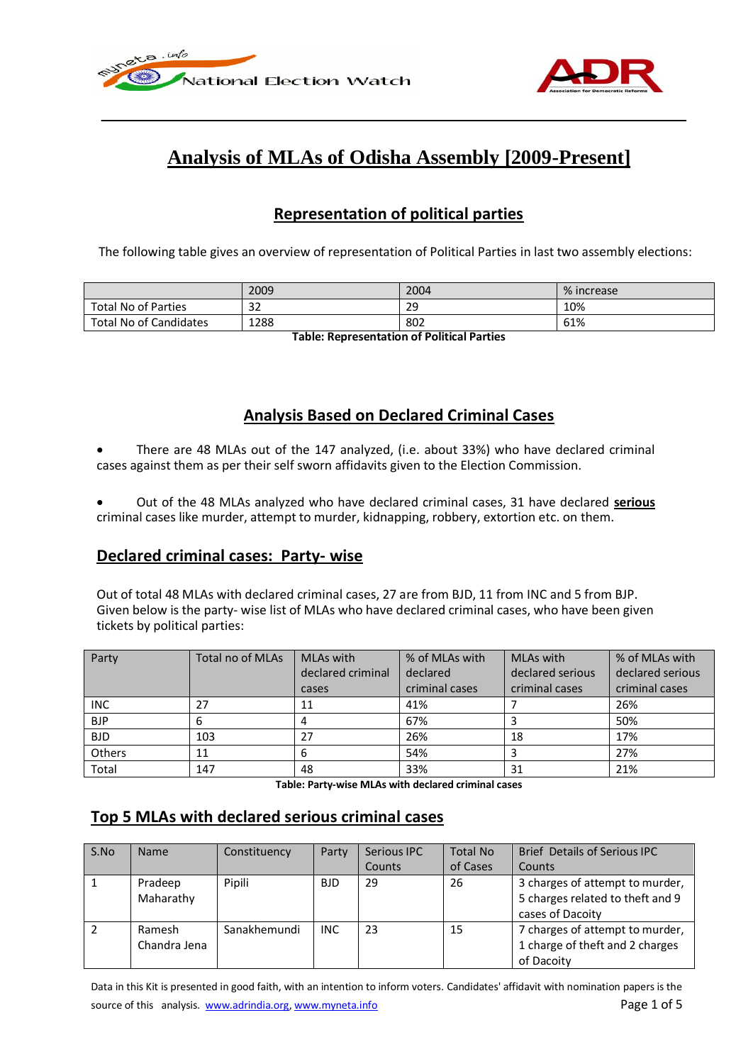# Analysis of MLAs of Odisha Assembly [2009-Present]

## Representation of political parties

The following table gives an overview of representation of Political Parties in last two assembly elections:

| | 2009 | 2004 | % increase |
|---|---|---|---|
| Total No of Parties | 32 | 29 | 10% |
| Total No of Candidates | 1288 | 802 | 61% |

**Table: Representation of Political Parties**

## Analysis Based on Declared Criminal Cases

- There are 48 MLAs out of the 147 analyzed, (i.e. about 33%) who have declared criminal cases against them as per their self sworn affidavits given to the Election Commission.
- Out of the 48 MLAs analyzed who have declared criminal cases, 31 have declared **serious** criminal cases like murder, attempt to murder, kidnapping, robbery, extortion etc. on them.

## Declared criminal cases: Party- wise

Out of total 48 MLAs with declared criminal cases, 27 are from BJD, 11 from INC and 5 from BJP. Given below is the party- wise list of MLAs who have declared criminal cases, who have been given tickets by political parties:

| Party | Total no of MLAs | MLAs with declared criminal cases | % of MLAs with declared criminal cases | MLAs with declared serious criminal cases | % of MLAs with declared serious criminal cases |
|---|---|---|---|---|---|
| INC | 27 | 11 | 41% | 7 | 26% |
| BJP | 6 | 4 | 67% | 3 | 50% |
| BJD | 103 | 27 | 26% | 18 | 17% |
| Others | 11 | 6 | 54% | 3 | 27% |
| Total | 147 | 48 | 33% | 31 | 21% |

**Table: Party-wise MLAs with declared criminal cases**

## Top 5 MLAs with declared serious criminal cases

| S.No | Name | Constituency | Party | Serious IPC Counts | Total No of Cases | Brief Details of Serious IPC Counts |
|---|---|---|---|---|---|---|
| 1 | Pradeep Maharathy | Pipili | BJD | 29 | 26 | 3 charges of attempt to murder, 5 charges related to theft and 9 cases of Dacoity |
| 2 | Ramesh Chandra Jena | Sanakhemundi | INC | 23 | 15 | 7 charges of attempt to murder, 1 charge of theft and 2 charges of Dacoity |

Data in this Kit is presented in good faith, with an intention to inform voters. Candidates' affidavit with nomination papers is the source of this analysis. www.adrindia.org, www.myneta.info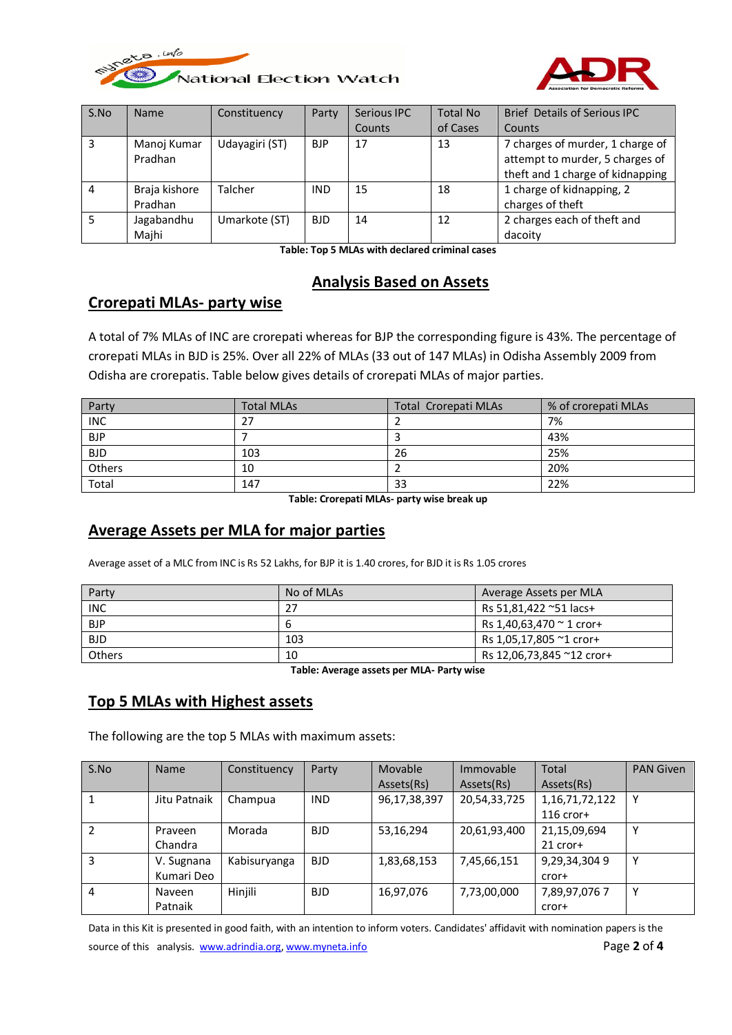| S.No | Name | Constituency | Party | Serious IPC Counts | Total No of Cases | Brief Details of Serious IPC Counts |
|---|---|---|---|---|---|---|
| 3 | Manoj Kumar Pradhan | Udayagiri (ST) | BJP | 17 | 13 | 7 charges of murder, 1 charge of attempt to murder, 5 charges of theft and 1 charge of kidnapping |
| 4 | Braja kishore Pradhan | Talcher | IND | 15 | 18 | 1 charge of kidnapping, 2 charges of theft |
| 5 | Jagabandhu Majhi | Umarkote (ST) | BJD | 14 | 12 | 2 charges each of theft and dacoity |

**Table: Top 5 MLAs with declared criminal cases**

# Analysis Based on Assets

## Crorepati MLAs- party wise

A total of 7% MLAs of INC are crorepati whereas for BJP the corresponding figure is 43%. The percentage of crorepati MLAs in BJD is 25%. Over all 22% of MLAs (33 out of 147 MLAs) in Odisha Assembly 2009 from Odisha are crorepatis. Table below gives details of crorepati MLAs of major parties.

| Party | Total MLAs | Total Crorepati MLAs | % of crorepati MLAs |
|---|---|---|---|
| INC | 27 | 2 | 7% |
| BJP | 7 | 3 | 43% |
| BJD | 103 | 26 | 25% |
| Others | 10 | 2 | 20% |
| Total | 147 | 33 | 22% |

**Table: Crorepati MLAs- party wise break up**

## Average Assets per MLA for major parties

Average asset of a MLC from INC is Rs 52 Lakhs, for BJP it is 1.40 crores, for BJD it is Rs 1.05 crores

| Party | No of MLAs | Average Assets per MLA |
|---|---|---|
| INC | 27 | Rs 51,81,422 ~51 lacs+ |
| BJP | 6 | Rs 1,40,63,470 ~ 1 cror+ |
| BJD | 103 | Rs 1,05,17,805 ~1 cror+ |
| Others | 10 | Rs 12,06,73,845 ~12 cror+ |

**Table: Average assets per MLA- Party wise**

## Top 5 MLAs with Highest assets

The following are the top 5 MLAs with maximum assets:

| S.No | Name | Constituency | Party | Movable Assets(Rs) | Immovable Assets(Rs) | Total Assets(Rs) | PAN Given |
|---|---|---|---|---|---|---|---|
| 1 | Jitu Patnaik | Champua | IND | 96,17,38,397 | 20,54,33,725 | 1,16,71,72,122 116 cror+ | Y |
| 2 | Praveen Chandra | Morada | BJD | 53,16,294 | 20,61,93,400 | 21,15,09,694 21 cror+ | Y |
| 3 | V. Sugnana Kumari Deo | Kabisuryanga | BJD | 1,83,68,153 | 7,45,66,151 | 9,29,34,304 9 cror+ | Y |
| 4 | Naveen Patnaik | Hinjili | BJD | 16,97,076 | 7,73,00,000 | 7,89,97,076 7 cror+ | Y |

Data in this Kit is presented in good faith, with an intention to inform voters. Candidates' affidavit with nomination papers is the source of this analysis. www.adrindia.org, www.myneta.info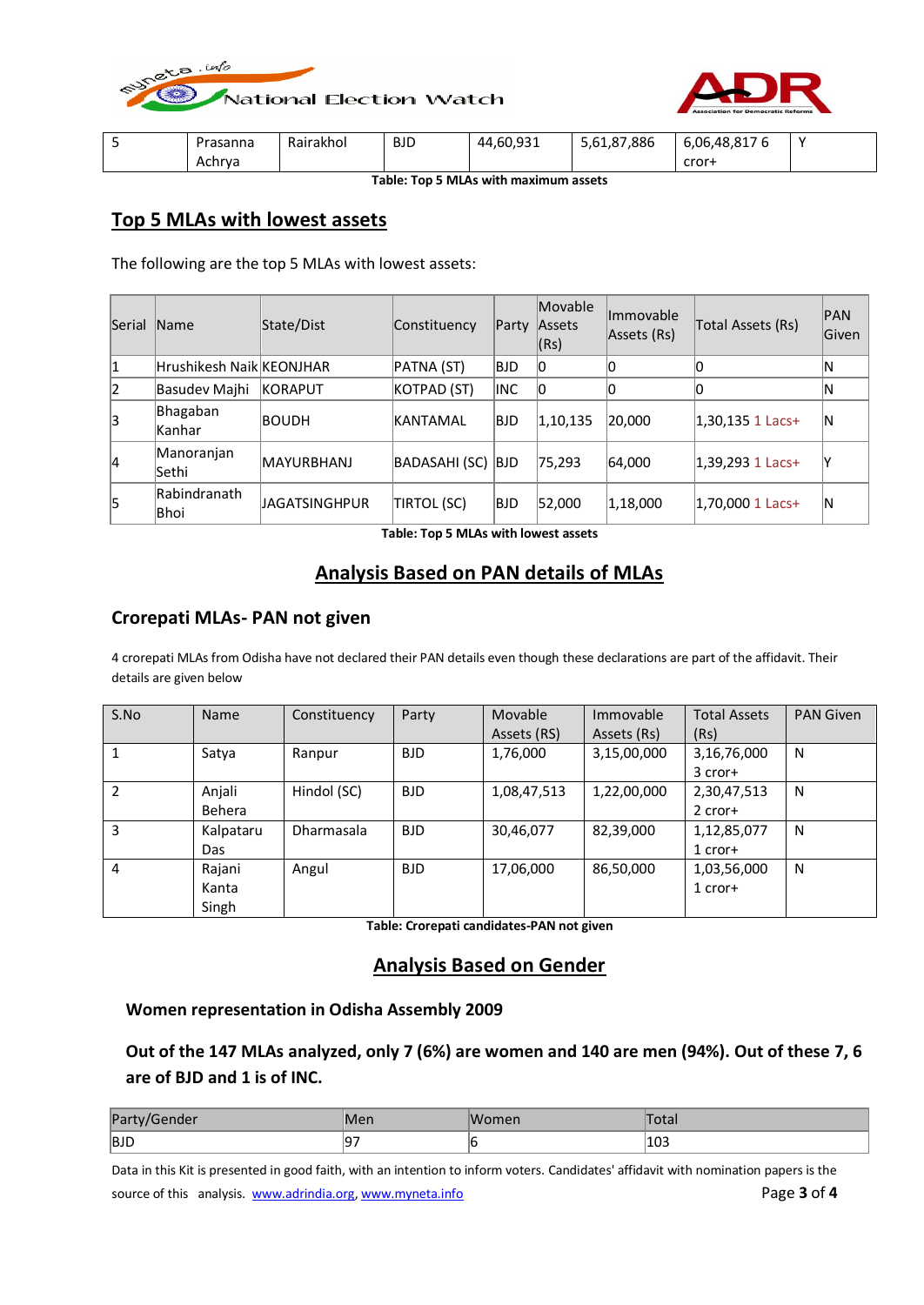| 5 | Prasanna Achrya | Rairakhol | BJD | 44,60,931 | 5,61,87,886 | 6,06,48,817 6 cror+ | Y |
|---|---|---|---|---|---|---|---|

**Table: Top 5 MLAs with maximum assets**

## Top 5 MLAs with lowest assets

The following are the top 5 MLAs with lowest assets:

| Serial | Name | State/Dist | Constituency | Party | Movable Assets (Rs) | Immovable Assets (Rs) | Total Assets (Rs) | PAN Given |
|---|---|---|---|---|---|---|---|---|
| 1 | Hrushikesh Naik | KEONJHAR | PATNA (ST) | BJD | 0 | 0 | 0 | N |
| 2 | Basudev Majhi | KORAPUT | KOTPAD (ST) | INC | 0 | 0 | 0 | N |
| 3 | Bhagaban Kanhar | BOUDH | KANTAMAL | BJD | 1,10,135 | 20,000 | 1,30,135 1 Lacs+ | N |
| 4 | Manoranjan Sethi | MAYURBHANJ | BADASAHI (SC) | BJD | 75,293 | 64,000 | 1,39,293 1 Lacs+ | Y |
| 5 | Rabindranath Bhoi | JAGATSINGHPUR | TIRTOL (SC) | BJD | 52,000 | 1,18,000 | 1,70,000 1 Lacs+ | N |

**Table: Top 5 MLAs with lowest assets**

## Analysis Based on PAN details of MLAs

### Crorepati MLAs- PAN not given

4 crorepati MLAs from Odisha have not declared their PAN details even though these declarations are part of the affidavit. Their details are given below

| S.No | Name | Constituency | Party | Movable Assets (RS) | Immovable Assets (Rs) | Total Assets (Rs) | PAN Given |
|---|---|---|---|---|---|---|---|
| 1 | Satya | Ranpur | BJD | 1,76,000 | 3,15,00,000 | 3,16,76,000 3 cror+ | N |
| 2 | Anjali Behera | Hindol (SC) | BJD | 1,08,47,513 | 1,22,00,000 | 2,30,47,513 2 cror+ | N |
| 3 | Kalpataru Das | Dharmasala | BJD | 30,46,077 | 82,39,000 | 1,12,85,077 1 cror+ | N |
| 4 | Rajani Kanta Singh | Angul | BJD | 17,06,000 | 86,50,000 | 1,03,56,000 1 cror+ | N |

**Table: Crorepati candidates-PAN not given**

## Analysis Based on Gender

### Women representation in Odisha Assembly 2009

**Out of the 147 MLAs analyzed, only 7 (6%) are women and 140 are men (94%). Out of these 7, 6 are of BJD and 1 is of INC.**

| Party/Gender | Men | Women | Total |
|---|---|---|---|
| BJD | 97 | 6 | 103 |

Data in this Kit is presented in good faith, with an intention to inform voters. Candidates' affidavit with nomination papers is the source of this analysis. www.adrindia.org, www.myneta.info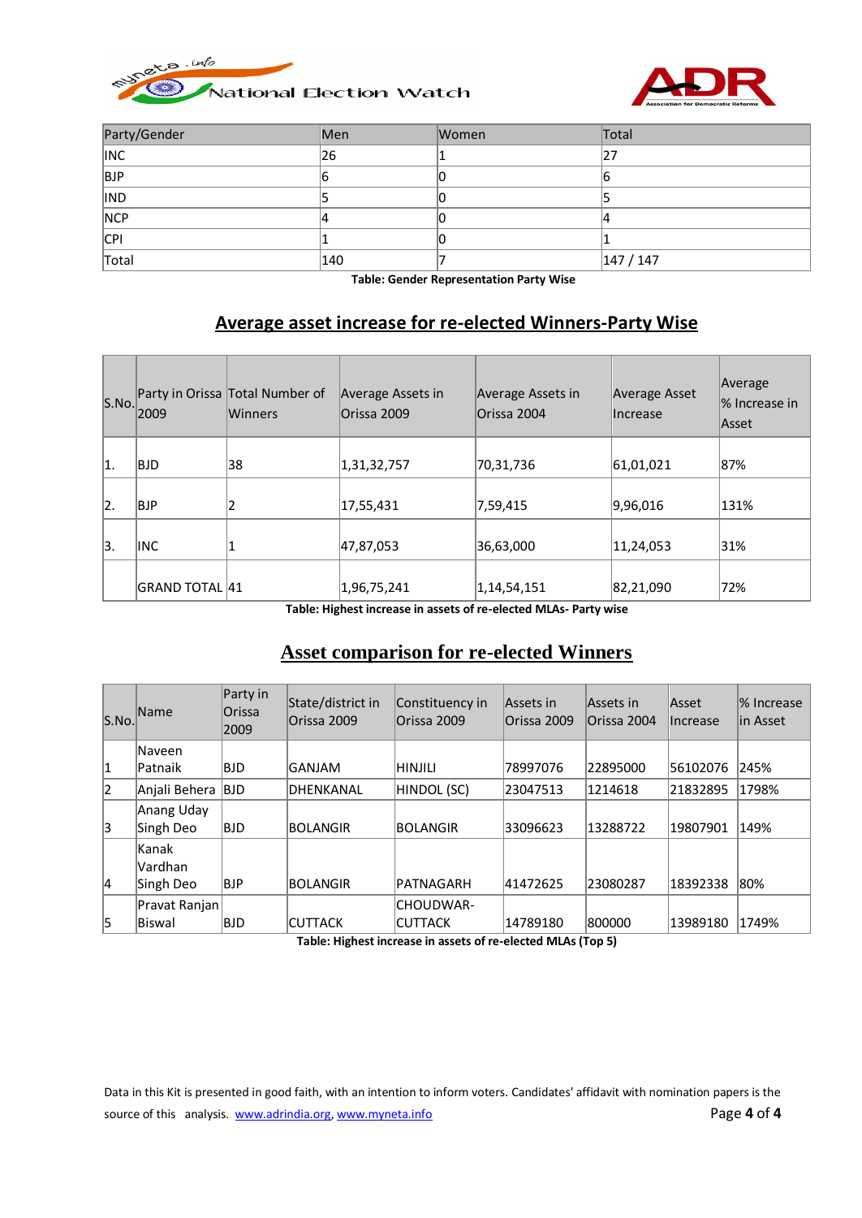| Party/Gender | Men | Women | Total |
|---|---|---|---|
| INC | 26 | 1 | 27 |
| BJP | 6 | 0 | 6 |
| IND | 5 | 0 | 5 |
| NCP | 4 | 0 | 4 |
| CPI | 1 | 0 | 1 |
| Total | 140 | 7 | 147 / 147 |

**Table: Gender Representation Party Wise**

## Average asset increase for re-elected Winners-Party Wise

| S.No. | Party in Orissa 2009 | Total Number of Winners | Average Assets in Orissa 2009 | Average Assets in Orissa 2004 | Average Asset Increase | Average % Increase in Asset |
|---|---|---|---|---|---|---|
| 1. | BJD | 38 | 1,31,32,757 | 70,31,736 | 61,01,021 | 87% |
| 2. | BJP | 2 | 17,55,431 | 7,59,415 | 9,96,016 | 131% |
| 3. | INC | 1 | 47,87,053 | 36,63,000 | 11,24,053 | 31% |
| | GRAND TOTAL | 41 | 1,96,75,241 | 1,14,54,151 | 82,21,090 | 72% |

**Table: Highest increase in assets of re-elected MLAs- Party wise**

## Asset comparison for re-elected Winners

| S.No. | Name | Party in Orissa 2009 | State/district in Orissa 2009 | Constituency in Orissa 2009 | Assets in Orissa 2009 | Assets in Orissa 2004 | Asset Increase | % Increase in Asset |
|---|---|---|---|---|---|---|---|---|
| 1 | Naveen Patnaik | BJD | GANJAM | HINJILI | 78997076 | 22895000 | 56102076 | 245% |
| 2 | Anjali Behera | BJD | DHENKANAL | HINDOL (SC) | 23047513 | 1214618 | 21832895 | 1798% |
| 3 | Anang Uday Singh Deo | BJD | BOLANGIR | BOLANGIR | 33096623 | 13288722 | 19807901 | 149% |
| 4 | Kanak Vardhan Singh Deo | BJP | BOLANGIR | PATNAGARH | 41472625 | 23080287 | 18392338 | 80% |
| 5 | Pravat Ranjan Biswal | BJD | CUTTACK | CHOUDWAR-CUTTACK | 14789180 | 800000 | 13989180 | 1749% |

**Table: Highest increase in assets of re-elected MLAs (Top 5)**

Data in this Kit is presented in good faith, with an intention to inform voters. Candidates' affidavit with nomination papers is the source of this analysis. www.adrindia.org, www.myneta.info